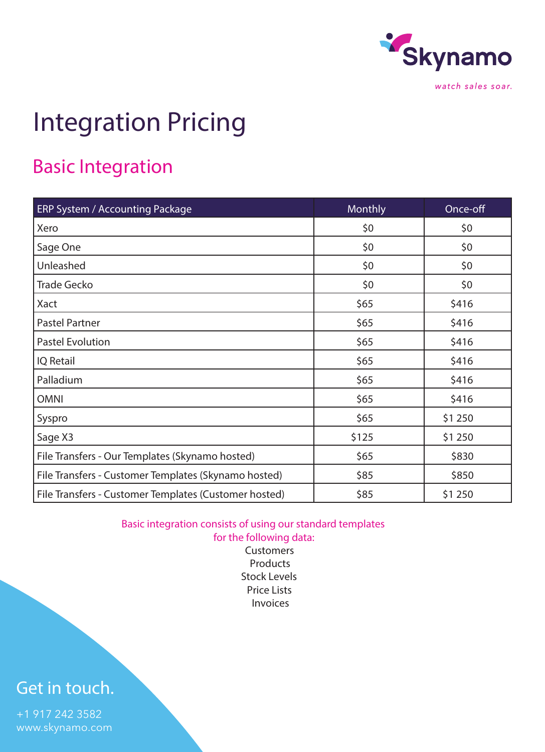Skynamo

watch sales soar.

# Integration Pricing

## Basic Integration

| ERP System / Accounting Package | Monthly | Once-off |
|---|---|---|
| Xero | $0 | $0 |
| Sage One | $0 | $0 |
| Unleashed | $0 | $0 |
| Trade Gecko | $0 | $0 |
| Xact | $65 | $416 |
| Pastel Partner | $65 | $416 |
| Pastel Evolution | $65 | $416 |
| IQ Retail | $65 | $416 |
| Palladium | $65 | $416 |
| OMNI | $65 | $416 |
| Syspro | $65 | $1 250 |
| Sage X3 | $125 | $1 250 |
| File Transfers - Our Templates (Skynamo hosted) | $65 | $830 |
| File Transfers - Customer Templates (Skynamo hosted) | $85 | $850 |
| File Transfers - Customer Templates (Customer hosted) | $85 | $1 250 |

Basic integration consists of using our standard templates for the following data:

Customers
Products
Stock Levels
Price Lists
Invoices

Get in touch.

+1 917 242 3582
www.skynamo.com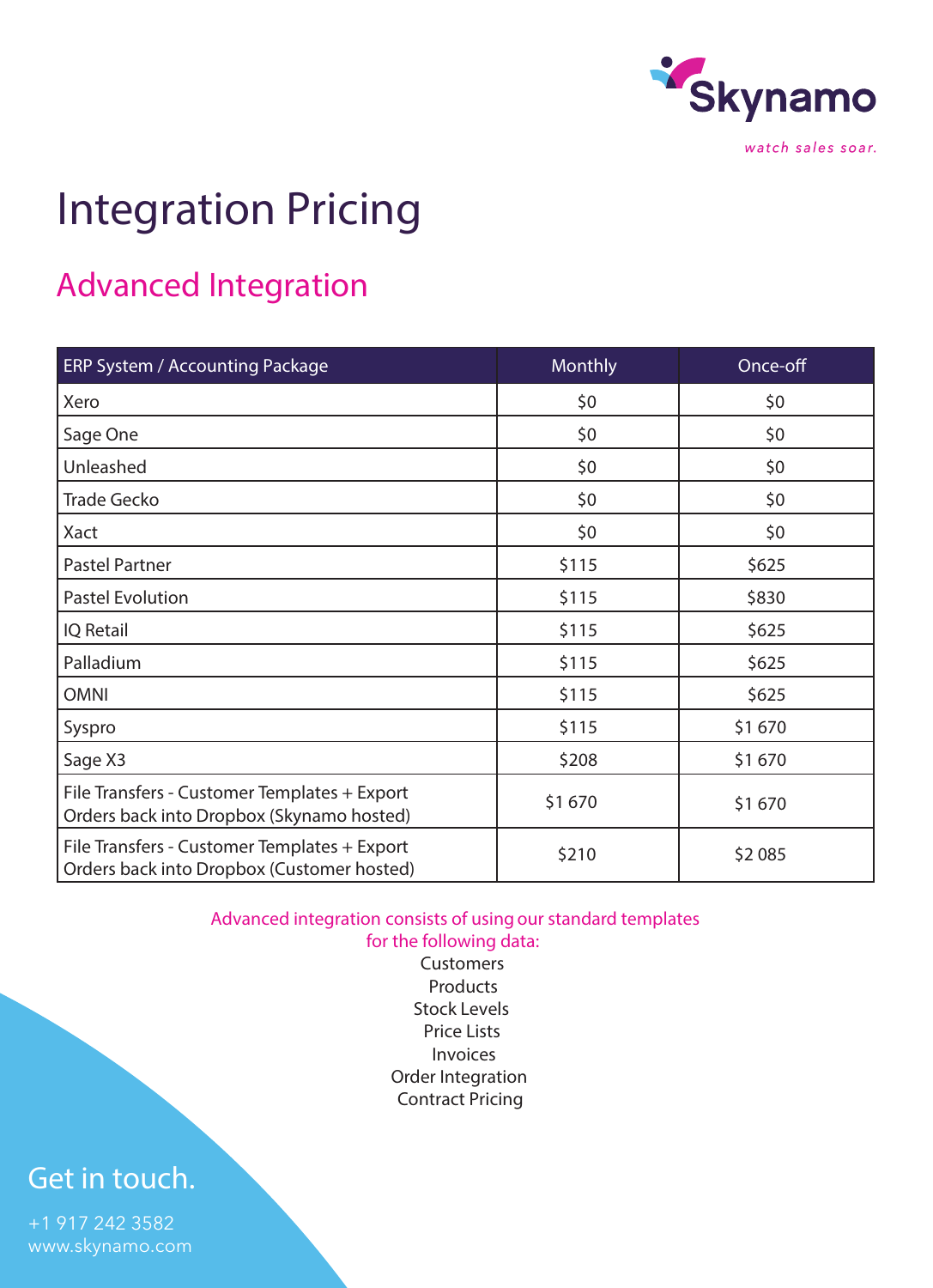Skynamo

watch sales soar.

# Integration Pricing

## Advanced Integration

| ERP System / Accounting Package | Monthly | Once-off |
| --- | --- | --- |
| Xero | $0 | $0 |
| Sage One | $0 | $0 |
| Unleashed | $0 | $0 |
| Trade Gecko | $0 | $0 |
| Xact | $0 | $0 |
| Pastel Partner | $115 | $625 |
| Pastel Evolution | $115 | $830 |
| IQ Retail | $115 | $625 |
| Palladium | $115 | $625 |
| OMNI | $115 | $625 |
| Syspro | $115 | $1 670 |
| Sage X3 | $208 | $1 670 |
| File Transfers - Customer Templates + Export Orders back into Dropbox (Skynamo hosted) | $1 670 | $1 670 |
| File Transfers - Customer Templates + Export Orders back into Dropbox (Customer hosted) | $210 | $2 085 |

Advanced integration consists of using our standard templates for the following data:

Customers
Products
Stock Levels
Price Lists
Invoices
Order Integration
Contract Pricing

Get in touch.

+1 917 242 3582
www.skynamo.com